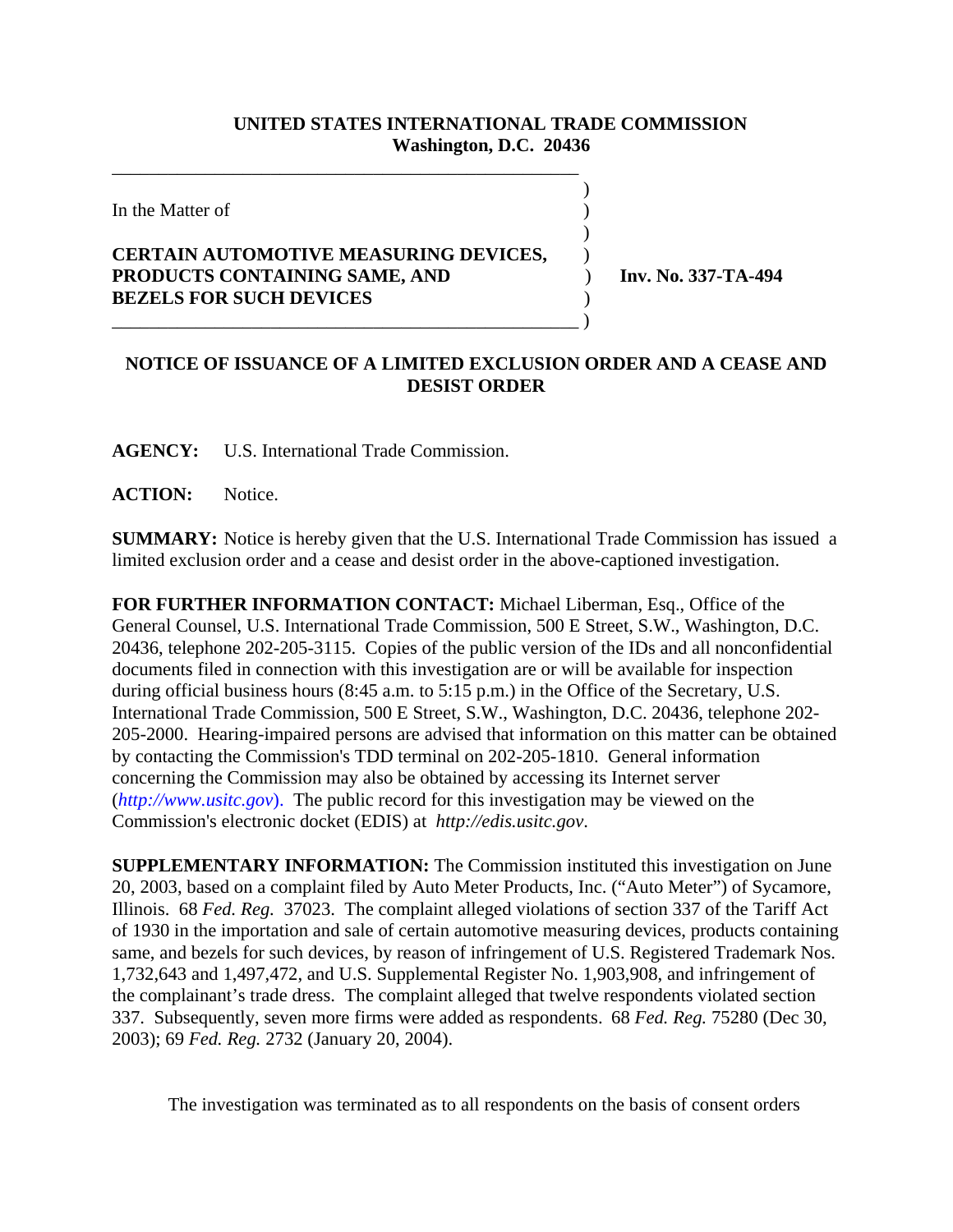**UNITED STATES INTERNATIONAL TRADE COMMISSION**
**Washington, D.C. 20436**

In the Matter of

**CERTAIN AUTOMOTIVE MEASURING DEVICES, PRODUCTS CONTAINING SAME, AND BEZELS FOR SUCH DEVICES**

**Inv. No. 337-TA-494**

## NOTICE OF ISSUANCE OF A LIMITED EXCLUSION ORDER AND A CEASE AND DESIST ORDER

**AGENCY:** U.S. International Trade Commission.

**ACTION:** Notice.

**SUMMARY:** Notice is hereby given that the U.S. International Trade Commission has issued a limited exclusion order and a cease and desist order in the above-captioned investigation.

**FOR FURTHER INFORMATION CONTACT:** Michael Liberman, Esq., Office of the General Counsel, U.S. International Trade Commission, 500 E Street, S.W., Washington, D.C. 20436, telephone 202-205-3115. Copies of the public version of the IDs and all nonconfidential documents filed in connection with this investigation are or will be available for inspection during official business hours (8:45 a.m. to 5:15 p.m.) in the Office of the Secretary, U.S. International Trade Commission, 500 E Street, S.W., Washington, D.C. 20436, telephone 202-205-2000. Hearing-impaired persons are advised that information on this matter can be obtained by contacting the Commission's TDD terminal on 202-205-1810. General information concerning the Commission may also be obtained by accessing its Internet server (*http://www.usitc.gov*). The public record for this investigation may be viewed on the Commission's electronic docket (EDIS) at *http://edis.usitc.gov*.

**SUPPLEMENTARY INFORMATION:** The Commission instituted this investigation on June 20, 2003, based on a complaint filed by Auto Meter Products, Inc. ("Auto Meter") of Sycamore, Illinois. 68 *Fed. Reg.* 37023. The complaint alleged violations of section 337 of the Tariff Act of 1930 in the importation and sale of certain automotive measuring devices, products containing same, and bezels for such devices, by reason of infringement of U.S. Registered Trademark Nos. 1,732,643 and 1,497,472, and U.S. Supplemental Register No. 1,903,908, and infringement of the complainant's trade dress. The complaint alleged that twelve respondents violated section 337. Subsequently, seven more firms were added as respondents. 68 *Fed. Reg.* 75280 (Dec 30, 2003); 69 *Fed. Reg.* 2732 (January 20, 2004).

The investigation was terminated as to all respondents on the basis of consent orders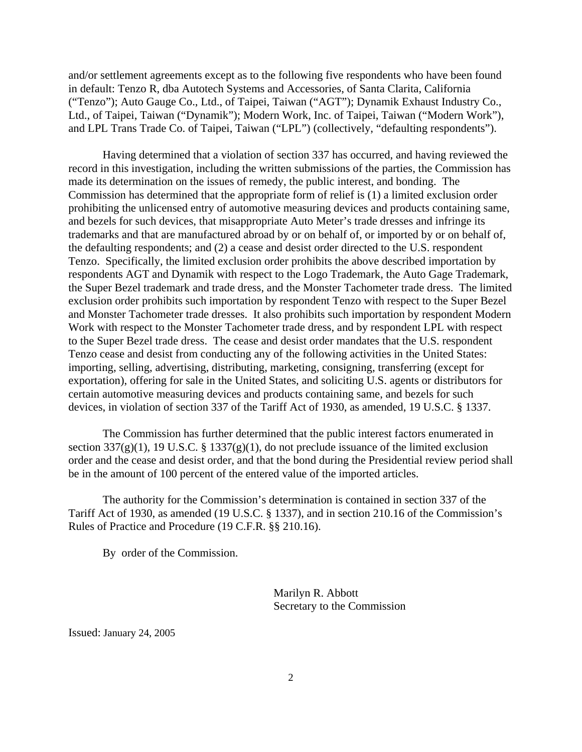and/or settlement agreements except as to the following five respondents who have been found in default: Tenzo R, dba Autotech Systems and Accessories, of Santa Clarita, California ("Tenzo"); Auto Gauge Co., Ltd., of Taipei, Taiwan ("AGT"); Dynamik Exhaust Industry Co., Ltd., of Taipei, Taiwan ("Dynamik"); Modern Work, Inc. of Taipei, Taiwan ("Modern Work"), and LPL Trans Trade Co. of Taipei, Taiwan ("LPL") (collectively, "defaulting respondents").

Having determined that a violation of section 337 has occurred, and having reviewed the record in this investigation, including the written submissions of the parties, the Commission has made its determination on the issues of remedy, the public interest, and bonding. The Commission has determined that the appropriate form of relief is (1) a limited exclusion order prohibiting the unlicensed entry of automotive measuring devices and products containing same, and bezels for such devices, that misappropriate Auto Meter's trade dresses and infringe its trademarks and that are manufactured abroad by or on behalf of, or imported by or on behalf of, the defaulting respondents; and (2) a cease and desist order directed to the U.S. respondent Tenzo. Specifically, the limited exclusion order prohibits the above described importation by respondents AGT and Dynamik with respect to the Logo Trademark, the Auto Gage Trademark, the Super Bezel trademark and trade dress, and the Monster Tachometer trade dress. The limited exclusion order prohibits such importation by respondent Tenzo with respect to the Super Bezel and Monster Tachometer trade dresses. It also prohibits such importation by respondent Modern Work with respect to the Monster Tachometer trade dress, and by respondent LPL with respect to the Super Bezel trade dress. The cease and desist order mandates that the U.S. respondent Tenzo cease and desist from conducting any of the following activities in the United States: importing, selling, advertising, distributing, marketing, consigning, transferring (except for exportation), offering for sale in the United States, and soliciting U.S. agents or distributors for certain automotive measuring devices and products containing same, and bezels for such devices, in violation of section 337 of the Tariff Act of 1930, as amended, 19 U.S.C. § 1337.

The Commission has further determined that the public interest factors enumerated in section 337(g)(1), 19 U.S.C. § 1337(g)(1), do not preclude issuance of the limited exclusion order and the cease and desist order, and that the bond during the Presidential review period shall be in the amount of 100 percent of the entered value of the imported articles.

The authority for the Commission's determination is contained in section 337 of the Tariff Act of 1930, as amended (19 U.S.C. § 1337), and in section 210.16 of the Commission's Rules of Practice and Procedure (19 C.F.R. §§ 210.16).

By order of the Commission.

Marilyn R. Abbott
Secretary to the Commission

Issued: January 24, 2005